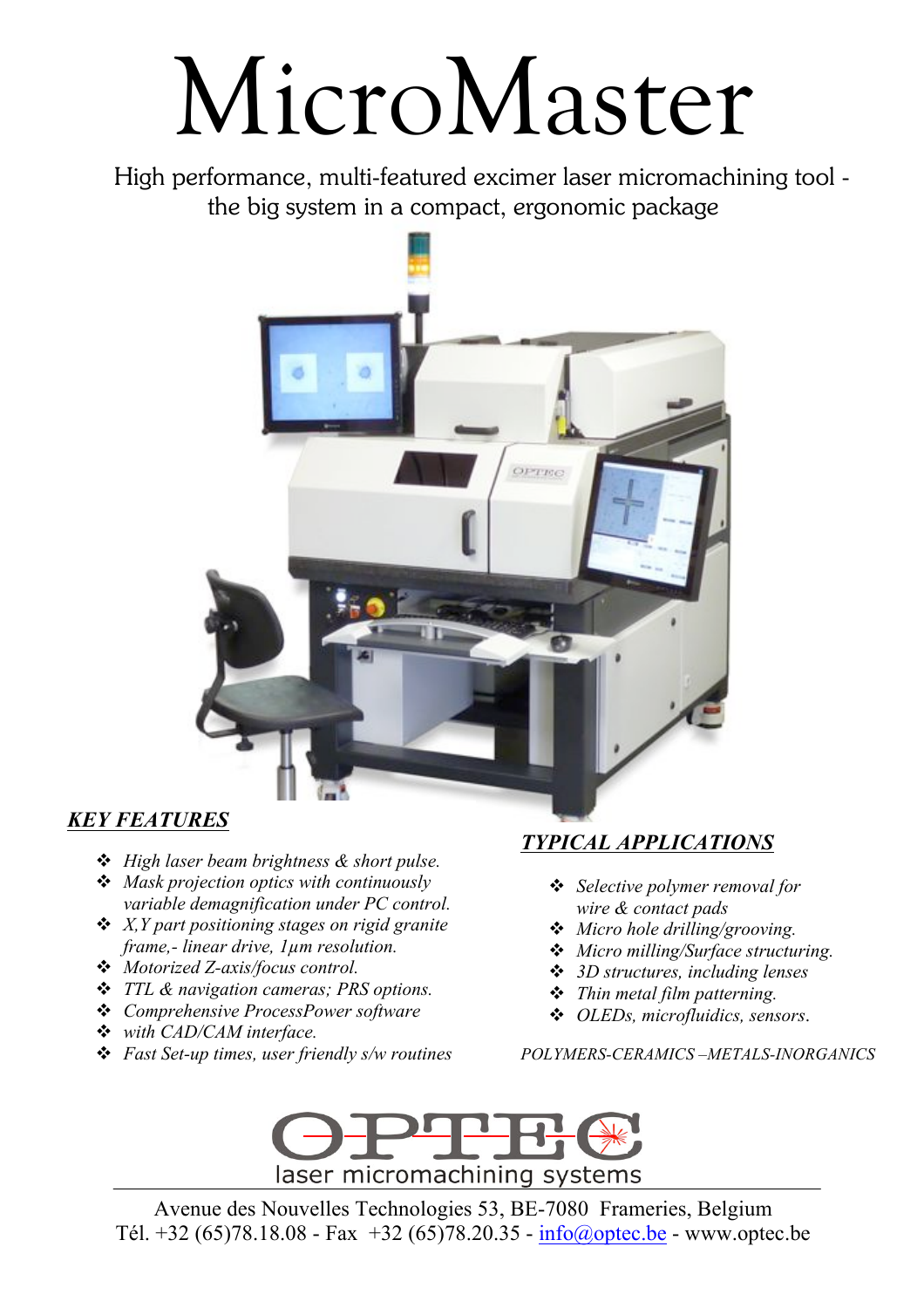# MicroMaster

High performance, multi-featured excimer laser micromachining tool - the big system in a compact, ergonomic package

## *KEY FEATURES*

- *High laser beam brightness & short pulse.*
- *Mask projection optics with continuously variable demagnification under PC control.*
- *X,Y part positioning stages on rigid granite frame,- linear drive, 1µm resolution.*
- *Motorized Z-axis/focus control.*
- *TTL & navigation cameras; PRS options.*
- *Comprehensive ProcessPower software*
- *with CAD/CAM interface.*
- *Fast Set-up times, user friendly s/w routines*

## *TYPICAL APPLICATIONS*

- *Selective polymer removal for wire & contact pads*
- *Micro hole drilling/grooving.*
- *Micro milling/Surface structuring.*
- *3D structures, including lenses*
- *Thin metal film patterning.*
- *OLEDs, microfluidics, sensors.*

*POLYMERS-CERAMICS –METALS-INORGANICS*

OPTEC
laser micromachining systems

Avenue des Nouvelles Technologies 53, BE-7080 Frameries, Belgium
Tél. +32 (65)78.18.08 - Fax +32 (65)78.20.35 - info@optec.be - www.optec.be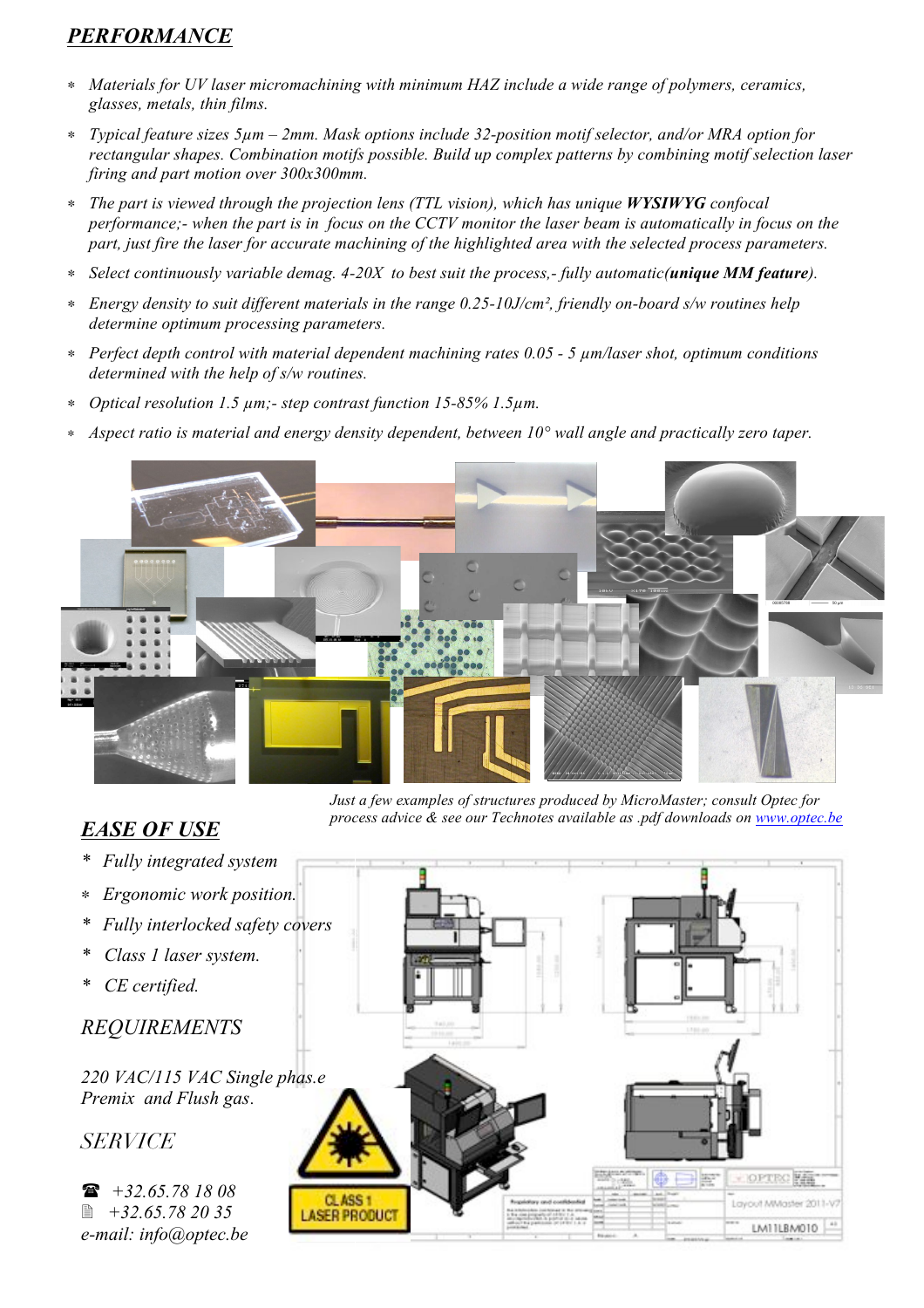## PERFORMANCE

- *Materials for UV laser micromachining with minimum HAZ include a wide range of polymers, ceramics, glasses, metals, thin films.*
- *Typical feature sizes 5µm – 2mm. Mask options include 32-position motif selector, and/or MRA option for rectangular shapes. Combination motifs possible. Build up complex patterns by combining motif selection laser firing and part motion over 300x300mm.*
- *The part is viewed through the projection lens (TTL vision), which has unique **WYSIWYG** confocal performance;- when the part is in focus on the CCTV monitor the laser beam is automatically in focus on the part, just fire the laser for accurate machining of the highlighted area with the selected process parameters.*
- *Select continuously variable demag. 4-20X to best suit the process,- fully automatic(**unique MM feature**).*
- *Energy density to suit different materials in the range 0.25-10J/cm², friendly on-board s/w routines help determine optimum processing parameters.*
- *Perfect depth control with material dependent machining rates 0.05 - 5 µm/laser shot, optimum conditions determined with the help of s/w routines.*
- *Optical resolution 1.5 µm;- step contrast function 15-85% 1.5µm.*
- *Aspect ratio is material and energy density dependent, between 10° wall angle and practically zero taper.*

*Just a few examples of structures produced by MicroMaster; consult Optec for process advice & see our Technotes available as .pdf downloads on [www.optec.be](http://www.optec.be)*

## EASE OF USE

- *Fully integrated system*
- *Ergonomic work position.*
- *Fully interlocked safety covers*
- *Class 1 laser system.*
- *CE certified.*

## REQUIREMENTS

*220 VAC/115 VAC Single phas.e*
*Premix and Flush gas.*

## SERVICE

☎ *+32.65.78 18 08*
🖹 *+32.65.78 20 35*
*e-mail: info@optec.be*

CLASS 1 LASER PRODUCT

Layout MMaster 2011-V7

LM11LBM010